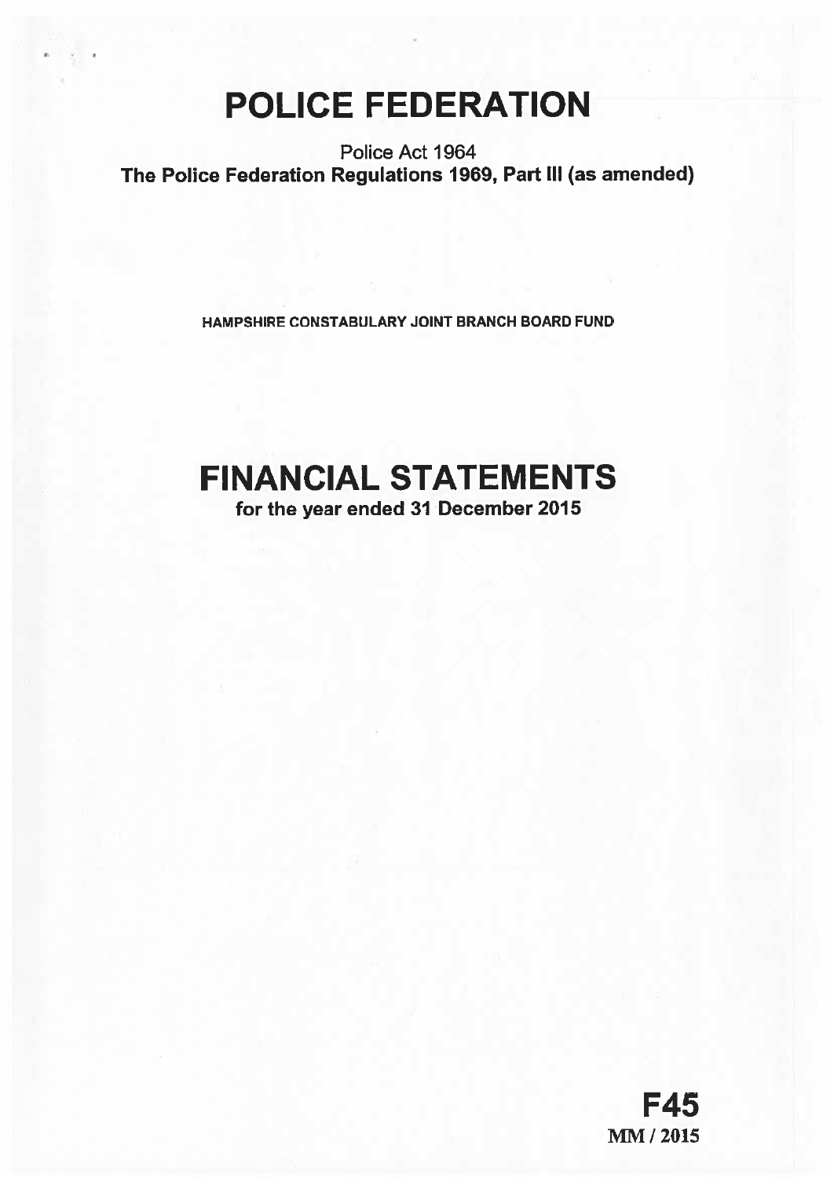# POLICE FEDERATION

Police Act 1964

**The Police Federation Regulations 1969, Part III (as amended)**

**HAMPSHIRE CONSTABULARY JOINT BRANCH BOARD FUND**

# FINANCIAL STATEMENTS

**for the year ended 31 December 2015**

**F45**

**MM / 2015**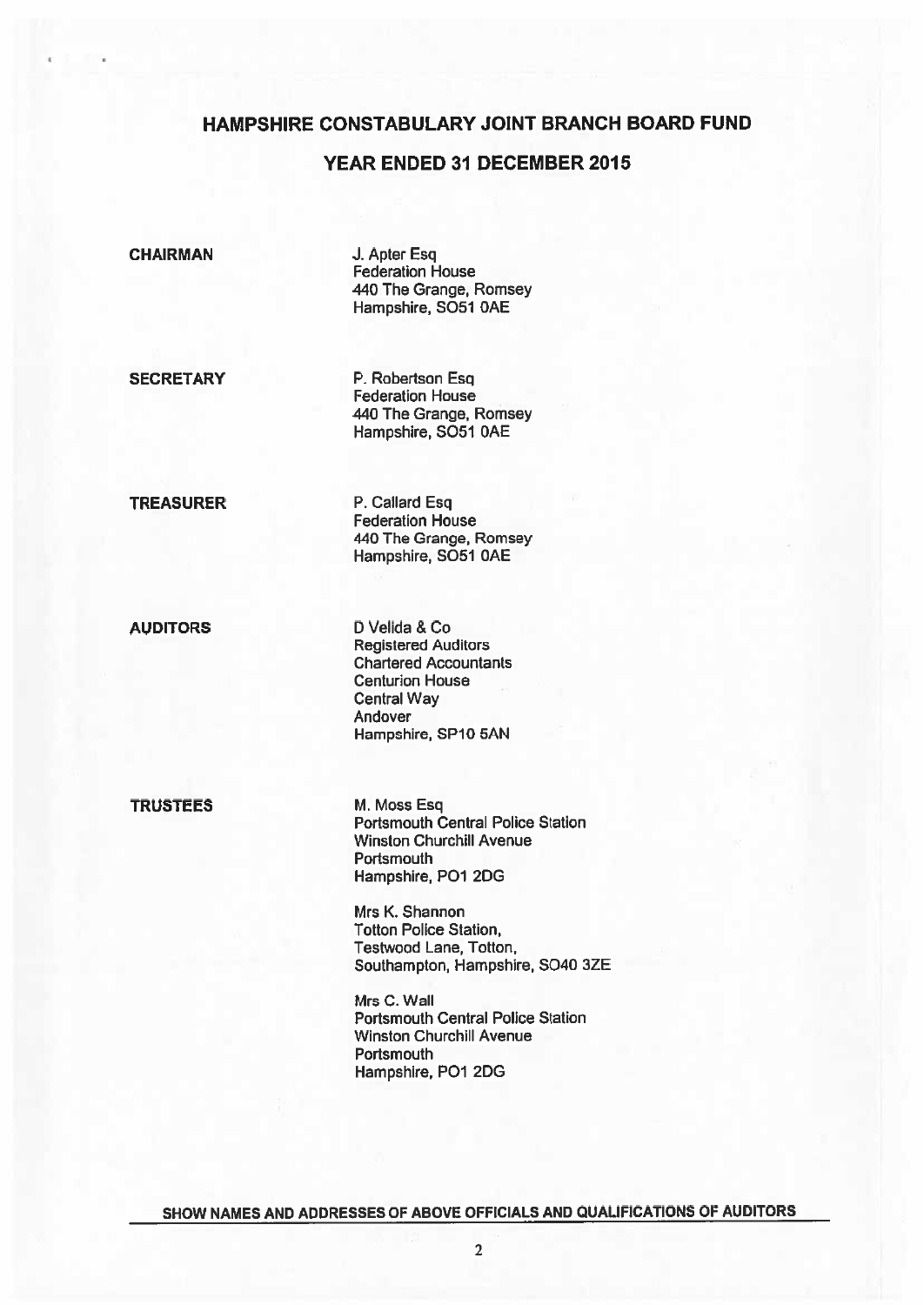# HAMPSHIRE CONSTABULARY JOINT BRANCH BOARD FUND

## YEAR ENDED 31 DECEMBER 2015

**CHAIRMAN**

J. Apter Esq
Federation House
440 The Grange, Romsey
Hampshire, SO51 0AE

**SECRETARY**

P. Robertson Esq
Federation House
440 The Grange, Romsey
Hampshire, SO51 0AE

**TREASURER**

P. Callard Esq
Federation House
440 The Grange, Romsey
Hampshire, SO51 0AE

**AUDITORS**

D Velida & Co
Registered Auditors
Chartered Accountants
Centurion House
Central Way
Andover
Hampshire, SP10 5AN

**TRUSTEES**

M. Moss Esq
Portsmouth Central Police Station
Winston Churchill Avenue
Portsmouth
Hampshire, PO1 2DG

Mrs K. Shannon
Totton Police Station,
Testwood Lane, Totton,
Southampton, Hampshire, SO40 3ZE

Mrs C. Wall
Portsmouth Central Police Station
Winston Churchill Avenue
Portsmouth
Hampshire, PO1 2DG

**SHOW NAMES AND ADDRESSES OF ABOVE OFFICIALS AND QUALIFICATIONS OF AUDITORS**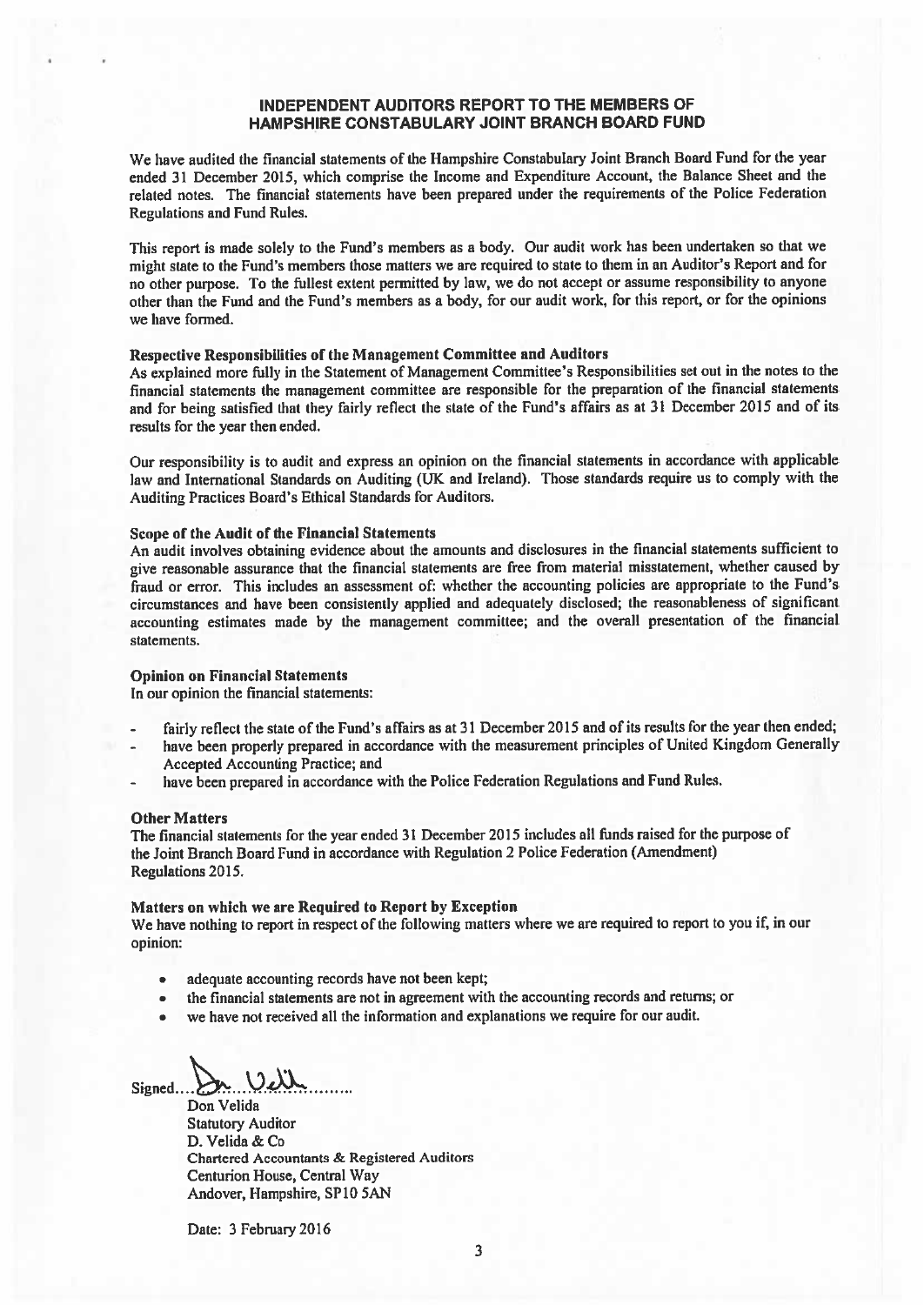## INDEPENDENT AUDITORS REPORT TO THE MEMBERS OF HAMPSHIRE CONSTABULARY JOINT BRANCH BOARD FUND

We have audited the financial statements of the Hampshire Constabulary Joint Branch Board Fund for the year ended 31 December 2015, which comprise the Income and Expenditure Account, the Balance Sheet and the related notes. The financial statements have been prepared under the requirements of the Police Federation Regulations and Fund Rules.

This report is made solely to the Fund's members as a body. Our audit work has been undertaken so that we might state to the Fund's members those matters we are required to state to them in an Auditor's Report and for no other purpose. To the fullest extent permitted by law, we do not accept or assume responsibility to anyone other than the Fund and the Fund's members as a body, for our audit work, for this report, or for the opinions we have formed.

**Respective Responsibilities of the Management Committee and Auditors**

As explained more fully in the Statement of Management Committee's Responsibilities set out in the notes to the financial statements the management committee are responsible for the preparation of the financial statements and for being satisfied that they fairly reflect the state of the Fund's affairs as at 31 December 2015 and of its results for the year then ended.

Our responsibility is to audit and express an opinion on the financial statements in accordance with applicable law and International Standards on Auditing (UK and Ireland). Those standards require us to comply with the Auditing Practices Board's Ethical Standards for Auditors.

**Scope of the Audit of the Financial Statements**

An audit involves obtaining evidence about the amounts and disclosures in the financial statements sufficient to give reasonable assurance that the financial statements are free from material misstatement, whether caused by fraud or error. This includes an assessment of: whether the accounting policies are appropriate to the Fund's circumstances and have been consistently applied and adequately disclosed; the reasonableness of significant accounting estimates made by the management committee; and the overall presentation of the financial statements.

**Opinion on Financial Statements**

In our opinion the financial statements:

- fairly reflect the state of the Fund's affairs as at 31 December 2015 and of its results for the year then ended;
- have been properly prepared in accordance with the measurement principles of United Kingdom Generally Accepted Accounting Practice; and
- have been prepared in accordance with the Police Federation Regulations and Fund Rules.

**Other Matters**

The financial statements for the year ended 31 December 2015 includes all funds raised for the purpose of the Joint Branch Board Fund in accordance with Regulation 2 Police Federation (Amendment) Regulations 2015.

**Matters on which we are Required to Report by Exception**

We have nothing to report in respect of the following matters where we are required to report to you if, in our opinion:

- adequate accounting records have not been kept;
- the financial statements are not in agreement with the accounting records and returns; or
- we have not received all the information and explanations we require for our audit.

Signed...............................

Don Velida
Statutory Auditor
D. Velida & Co
Chartered Accountants & Registered Auditors
Centurion House, Central Way
Andover, Hampshire, SP10 5AN

Date: 3 February 2016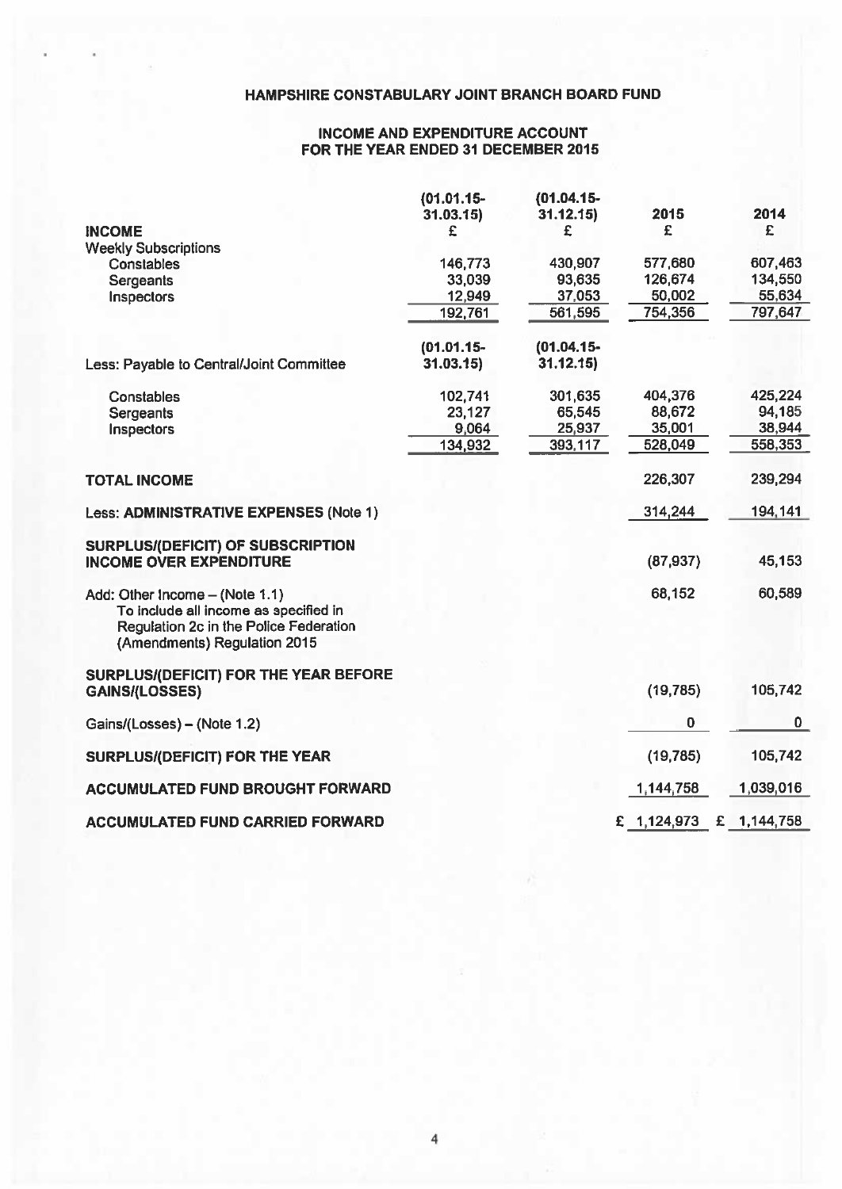# HAMPSHIRE CONSTABULARY JOINT BRANCH BOARD FUND

## INCOME AND EXPENDITURE ACCOUNT FOR THE YEAR ENDED 31 DECEMBER 2015

| | (01.01.15-31.03.15) | (01.04.15-31.12.15) | 2015 | 2014 |
|---|---|---|---|---|
| **INCOME** | £ | £ | £ | £ |
| Weekly Subscriptions | | | | |
| Constables | 146,773 | 430,907 | 577,680 | 607,463 |
| Sergeants | 33,039 | 93,635 | 126,674 | 134,550 |
| Inspectors | 12,949 | 37,053 | 50,002 | 55,634 |
| | 192,761 | 561,595 | 754,356 | 797,647 |
| Less: Payable to Central/Joint Committee | (01.01.15-31.03.15) | (01.04.15-31.12.15) | | |
| Constables | 102,741 | 301,635 | 404,376 | 425,224 |
| Sergeants | 23,127 | 65,545 | 88,672 | 94,185 |
| Inspectors | 9,064 | 25,937 | 35,001 | 38,944 |
| | 134,932 | 393,117 | 528,049 | 558,353 |
| **TOTAL INCOME** | | | 226,307 | 239,294 |
| Less: **ADMINISTRATIVE EXPENSES** (Note 1) | | | 314,244 | 194,141 |
| **SURPLUS/(DEFICIT) OF SUBSCRIPTION INCOME OVER EXPENDITURE** | | | (87,937) | 45,153 |
| Add: Other Income – (Note 1.1) To include all income as specified in Regulation 2c in the Police Federation (Amendments) Regulation 2015 | | | 68,152 | 60,589 |
| **SURPLUS/(DEFICIT) FOR THE YEAR BEFORE GAINS/(LOSSES)** | | | (19,785) | 105,742 |
| Gains/(Losses) – (Note 1.2) | | | 0 | 0 |
| **SURPLUS/(DEFICIT) FOR THE YEAR** | | | (19,785) | 105,742 |
| **ACCUMULATED FUND BROUGHT FORWARD** | | | 1,144,758 | 1,039,016 |
| **ACCUMULATED FUND CARRIED FORWARD** | | | £ 1,124,973 | £ 1,144,758 |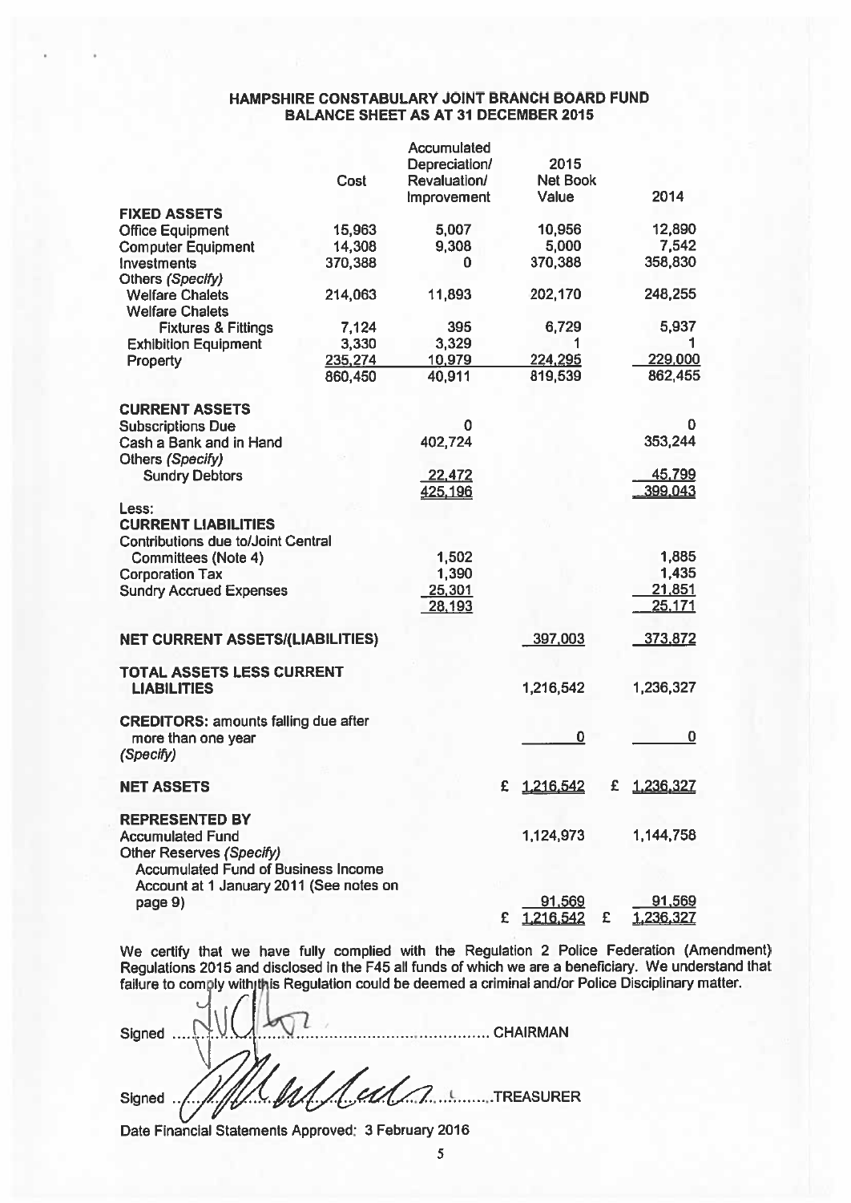# HAMPSHIRE CONSTABULARY JOINT BRANCH BOARD FUND
## BALANCE SHEET AS AT 31 DECEMBER 2015

| | Cost | Accumulated Depreciation/ Revaluation/ Improvement | 2015 Net Book Value | 2014 |
|---|---|---|---|---|
| **FIXED ASSETS** | | | | |
| Office Equipment | 15,963 | 5,007 | 10,956 | 12,890 |
| Computer Equipment | 14,308 | 9,308 | 5,000 | 7,542 |
| Investments | 370,388 | 0 | 370,388 | 358,830 |
| Others *(Specify)* | | | | |
| Welfare Chalets | 214,063 | 11,893 | 202,170 | 248,255 |
| Welfare Chalets Fixtures & Fittings | 7,124 | 395 | 6,729 | 5,937 |
| Exhibition Equipment | 3,330 | 3,329 | 1 | 1 |
| Property | 235,274 | 10,979 | 224,295 | 229,000 |
| | 860,450 | 40,911 | 819,539 | 862,455 |
| **CURRENT ASSETS** | | | | |
| Subscriptions Due | | 0 | | 0 |
| Cash a Bank and in Hand | | 402,724 | | 353,244 |
| Others *(Specify)* | | | | |
| Sundry Debtors | | 22,472 | | 45,799 |
| | | 425,196 | | 399,043 |
| Less: | | | | |
| **CURRENT LIABILITIES** | | | | |
| Contributions due to/Joint Central Committees (Note 4) | | 1,502 | | 1,885 |
| Corporation Tax | | 1,390 | | 1,435 |
| Sundry Accrued Expenses | | 25,301 | | 21,851 |
| | | 28,193 | | 25,171 |
| **NET CURRENT ASSETS/(LIABILITIES)** | | | 397,003 | 373,872 |
| **TOTAL ASSETS LESS CURRENT LIABILITIES** | | | 1,216,542 | 1,236,327 |
| **CREDITORS:** amounts falling due after more than one year *(Specify)* | | | 0 | 0 |
| **NET ASSETS** | | | £ 1,216,542 | £ 1,236,327 |
| **REPRESENTED BY** | | | | |
| Accumulated Fund | | | 1,124,973 | 1,144,758 |
| Other Reserves *(Specify)* | | | | |
| Accumulated Fund of Business Income Account at 1 January 2011 (See notes on page 9) | | | 91,569 | 91,569 |
| | | | £ 1,216,542 | £ 1,236,327 |

We certify that we have fully complied with the Regulation 2 Police Federation (Amendment) Regulations 2015 and disclosed in the F45 all funds of which we are a beneficiary. We understand that failure to comply with this Regulation could be deemed a criminal and/or Police Disciplinary matter.

Signed ........................................................ CHAIRMAN

Signed ........................................................TREASURER

Date Financial Statements Approved: 3 February 2016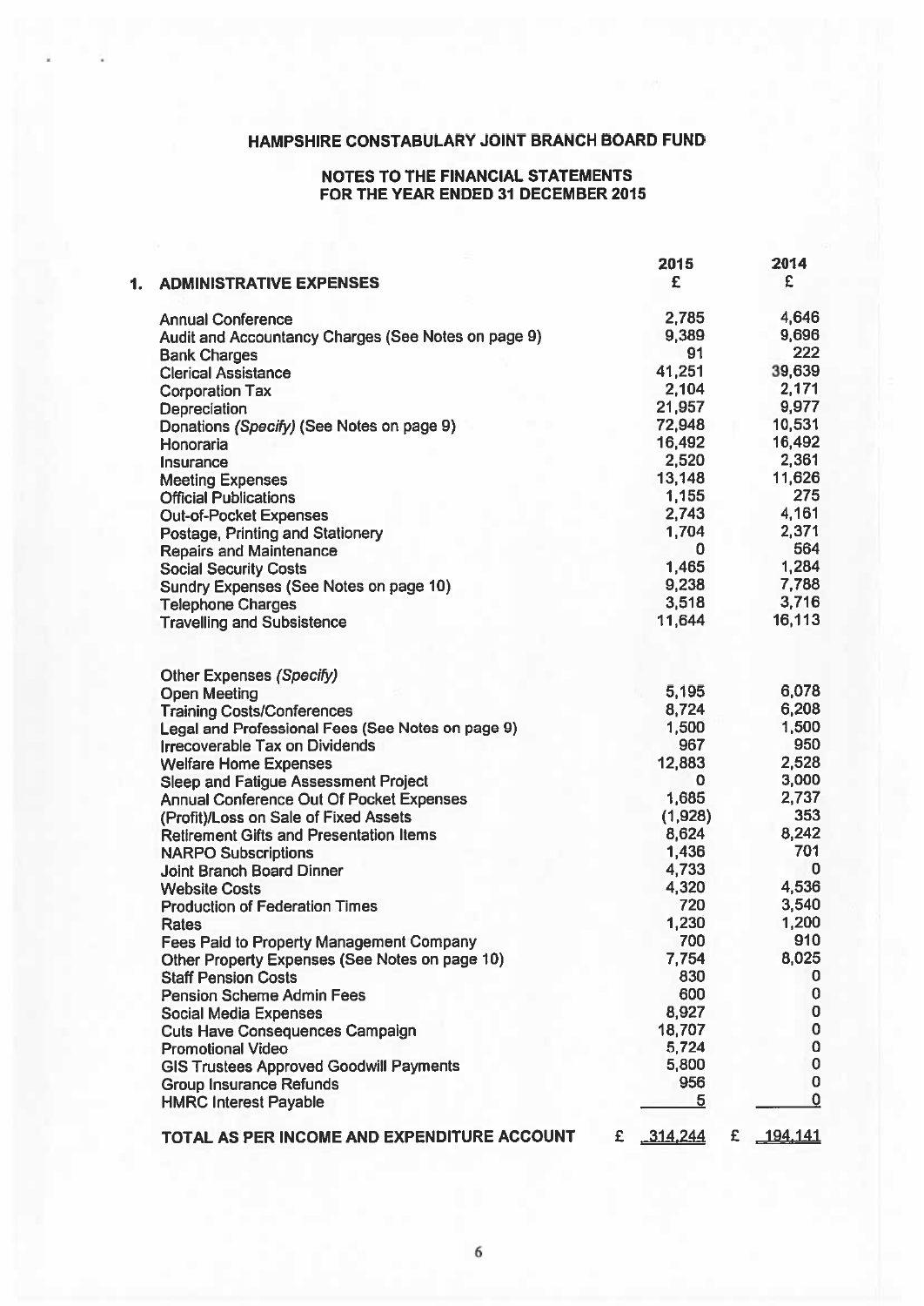# HAMPSHIRE CONSTABULARY JOINT BRANCH BOARD FUND

## NOTES TO THE FINANCIAL STATEMENTS FOR THE YEAR ENDED 31 DECEMBER 2015

| 1. ADMINISTRATIVE EXPENSES | 2015 £ | 2014 £ |
|---|---|---|
| Annual Conference | 2,785 | 4,646 |
| Audit and Accountancy Charges (See Notes on page 9) | 9,389 | 9,696 |
| Bank Charges | 91 | 222 |
| Clerical Assistance | 41,251 | 39,639 |
| Corporation Tax | 2,104 | 2,171 |
| Depreciation | 21,957 | 9,977 |
| Donations *(Specify)* (See Notes on page 9) | 72,948 | 10,531 |
| Honoraria | 16,492 | 16,492 |
| Insurance | 2,520 | 2,361 |
| Meeting Expenses | 13,148 | 11,626 |
| Official Publications | 1,155 | 275 |
| Out-of-Pocket Expenses | 2,743 | 4,161 |
| Postage, Printing and Stationery | 1,704 | 2,371 |
| Repairs and Maintenance | 0 | 564 |
| Social Security Costs | 1,465 | 1,284 |
| Sundry Expenses (See Notes on page 10) | 9,238 | 7,788 |
| Telephone Charges | 3,518 | 3,716 |
| Travelling and Subsistence | 11,644 | 16,113 |
| | | |
| Other Expenses *(Specify)* | | |
| Open Meeting | 5,195 | 6,078 |
| Training Costs/Conferences | 8,724 | 6,208 |
| Legal and Professional Fees (See Notes on page 9) | 1,500 | 1,500 |
| Irrecoverable Tax on Dividends | 967 | 950 |
| Welfare Home Expenses | 12,883 | 2,528 |
| Sleep and Fatigue Assessment Project | 0 | 3,000 |
| Annual Conference Out Of Pocket Expenses | 1,685 | 2,737 |
| (Profit)/Loss on Sale of Fixed Assets | (1,928) | 353 |
| Retirement Gifts and Presentation Items | 8,624 | 8,242 |
| NARPO Subscriptions | 1,436 | 701 |
| Joint Branch Board Dinner | 4,733 | 0 |
| Website Costs | 4,320 | 4,536 |
| Production of Federation Times | 720 | 3,540 |
| Rates | 1,230 | 1,200 |
| Fees Paid to Property Management Company | 700 | 910 |
| Other Property Expenses (See Notes on page 10) | 7,754 | 8,025 |
| Staff Pension Costs | 830 | 0 |
| Pension Scheme Admin Fees | 600 | 0 |
| Social Media Expenses | 8,927 | 0 |
| Cuts Have Consequences Campaign | 18,707 | 0 |
| Promotional Video | 5,724 | 0 |
| GIS Trustees Approved Goodwill Payments | 5,800 | 0 |
| Group Insurance Refunds | 956 | 0 |
| HMRC Interest Payable | 5 | 0 |
| **TOTAL AS PER INCOME AND EXPENDITURE ACCOUNT** | **£ 314,244** | **£ 194,141** |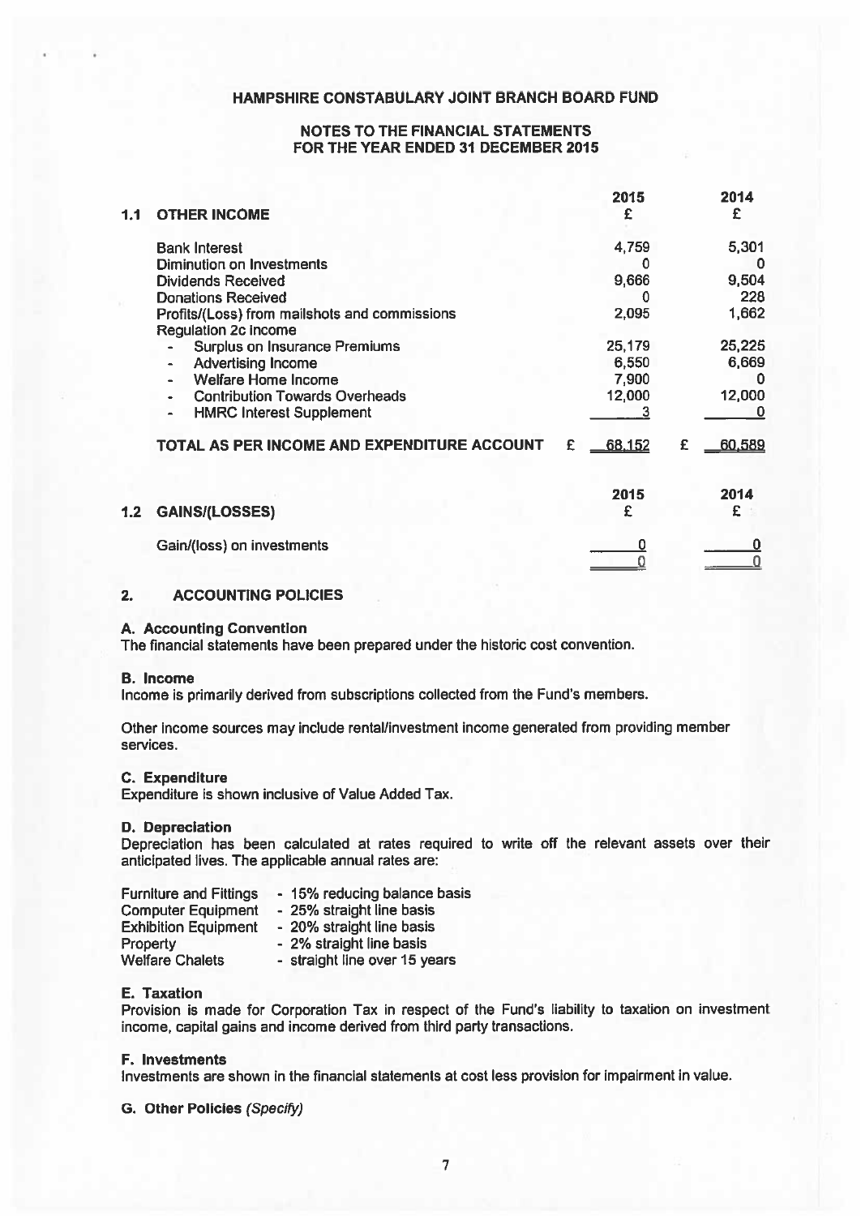# HAMPSHIRE CONSTABULARY JOINT BRANCH BOARD FUND

## NOTES TO THE FINANCIAL STATEMENTS FOR THE YEAR ENDED 31 DECEMBER 2015

### 1.1 OTHER INCOME

| | 2015 £ | 2014 £ |
|---|---|---|
| Bank Interest | 4,759 | 5,301 |
| Diminution on Investments | 0 | 0 |
| Dividends Received | 9,666 | 9,504 |
| Donations Received | 0 | 228 |
| Profits/(Loss) from mailshots and commissions | 2,095 | 1,662 |
| Regulation 2c Income | | |
| - Surplus on Insurance Premiums | 25,179 | 25,225 |
| - Advertising Income | 6,550 | 6,669 |
| - Welfare Home Income | 7,900 | 0 |
| - Contribution Towards Overheads | 12,000 | 12,000 |
| - HMRC Interest Supplement | 3 | 0 |
| **TOTAL AS PER INCOME AND EXPENDITURE ACCOUNT** | £ 68,152 | £ 60,589 |

### 1.2 GAINS/(LOSSES)

| | 2015 £ | 2014 £ |
|---|---|---|
| Gain/(loss) on investments | 0 | 0 |
| | 0 | 0 |

## 2. ACCOUNTING POLICIES

**A. Accounting Convention**
The financial statements have been prepared under the historic cost convention.

**B. Income**
Income is primarily derived from subscriptions collected from the Fund's members.

Other income sources may include rental/investment income generated from providing member services.

**C. Expenditure**
Expenditure is shown inclusive of Value Added Tax.

**D. Depreciation**
Depreciation has been calculated at rates required to write off the relevant assets over their anticipated lives. The applicable annual rates are:

| | |
|---|---|
| Furniture and Fittings | - 15% reducing balance basis |
| Computer Equipment | - 25% straight line basis |
| Exhibition Equipment | - 20% straight line basis |
| Property | - 2% straight line basis |
| Welfare Chalets | - straight line over 15 years |

**E. Taxation**
Provision is made for Corporation Tax in respect of the Fund's liability to taxation on investment income, capital gains and income derived from third party transactions.

**F. Investments**
Investments are shown in the financial statements at cost less provision for impairment in value.

**G. Other Policies** *(Specify)*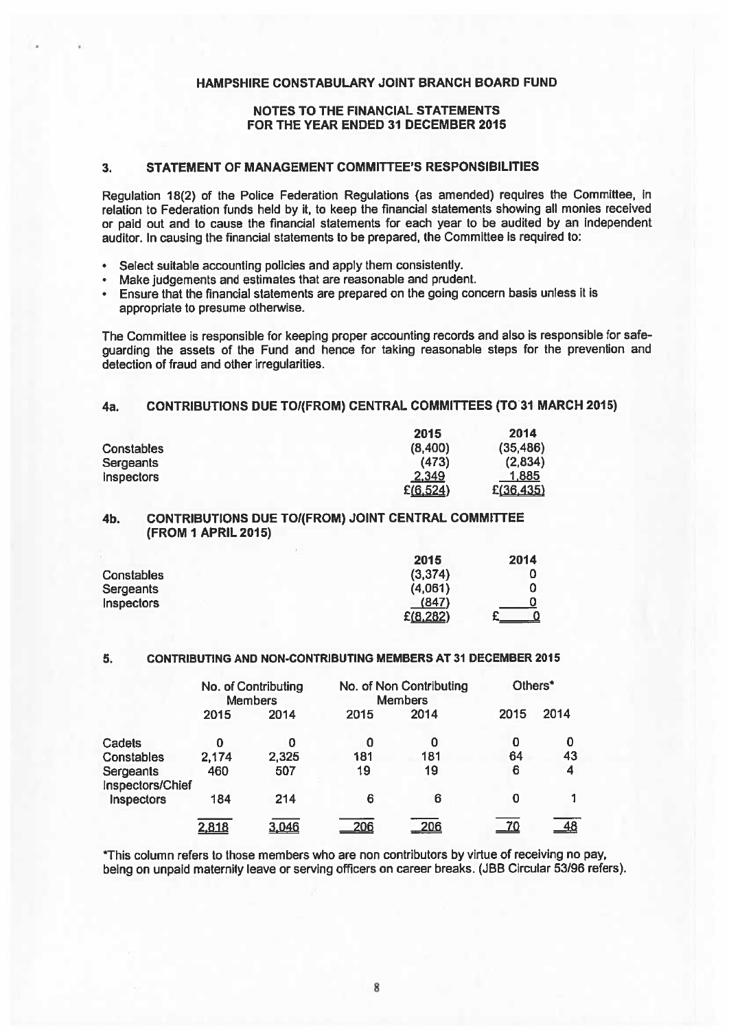## HAMPSHIRE CONSTABULARY JOINT BRANCH BOARD FUND

### NOTES TO THE FINANCIAL STATEMENTS FOR THE YEAR ENDED 31 DECEMBER 2015

### 3. STATEMENT OF MANAGEMENT COMMITTEE'S RESPONSIBILITIES

Regulation 18(2) of the Police Federation Regulations (as amended) requires the Committee, in relation to Federation funds held by it, to keep the financial statements showing all monies received or paid out and to cause the financial statements for each year to be audited by an independent auditor. In causing the financial statements to be prepared, the Committee is required to:

- Select suitable accounting policies and apply them consistently.
- Make judgements and estimates that are reasonable and prudent.
- Ensure that the financial statements are prepared on the going concern basis unless it is appropriate to presume otherwise.

The Committee is responsible for keeping proper accounting records and also is responsible for safe-guarding the assets of the Fund and hence for taking reasonable steps for the prevention and detection of fraud and other irregularities.

### 4a. CONTRIBUTIONS DUE TO/(FROM) CENTRAL COMMITTEES (TO 31 MARCH 2015)

| | 2015 | 2014 |
|---|---|---|
| Constables | (8,400) | (35,486) |
| Sergeants | (473) | (2,834) |
| Inspectors | 2,349 | 1,885 |
| | £(6,524) | £(36,435) |

### 4b. CONTRIBUTIONS DUE TO/(FROM) JOINT CENTRAL COMMITTEE (FROM 1 APRIL 2015)

| | 2015 | 2014 |
|---|---|---|
| Constables | (3,374) | 0 |
| Sergeants | (4,061) | 0 |
| Inspectors | (847) | 0 |
| | £(8,282) | £ 0 |

### 5. CONTRIBUTING AND NON-CONTRIBUTING MEMBERS AT 31 DECEMBER 2015

| | No. of Contributing Members | | No. of Non Contributing Members | | Others* | |
|---|---|---|---|---|---|---|
| | 2015 | 2014 | 2015 | 2014 | 2015 | 2014 |
| Cadets | 0 | 0 | 0 | 0 | 0 | 0 |
| Constables | 2,174 | 2,325 | 181 | 181 | 64 | 43 |
| Sergeants | 460 | 507 | 19 | 19 | 6 | 4 |
| Inspectors/Chief Inspectors | 184 | 214 | 6 | 6 | 0 | 1 |
| | 2,818 | 3,046 | 206 | 206 | 70 | 48 |

*This column refers to those members who are non contributors by virtue of receiving no pay, being on unpaid maternity leave or serving officers on career breaks. (JBB Circular 53/96 refers).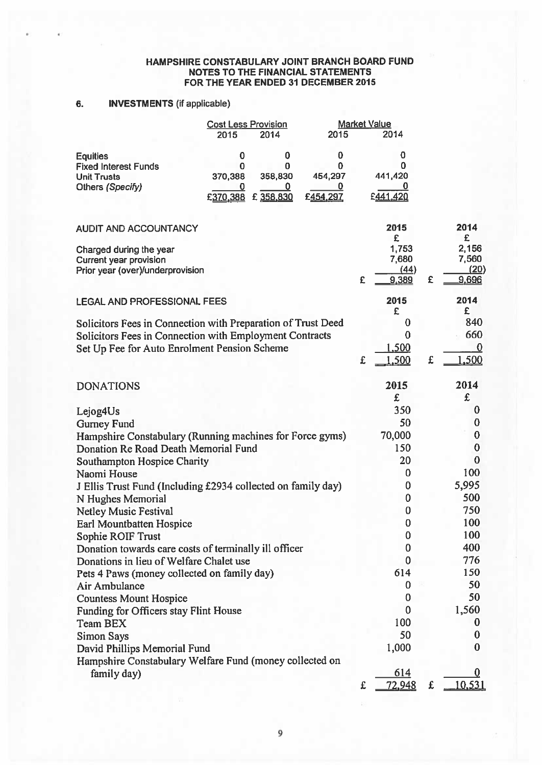**HAMPSHIRE CONSTABULARY JOINT BRANCH BOARD FUND**
**NOTES TO THE FINANCIAL STATEMENTS**
**FOR THE YEAR ENDED 31 DECEMBER 2015**

## 6. INVESTMENTS (if applicable)

| | Cost Less Provision | | Market Value | |
|---|---|---|---|---|
| | 2015 | 2014 | 2015 | 2014 |
| Equities | 0 | 0 | 0 | 0 |
| Fixed Interest Funds | 0 | 0 | 0 | 0 |
| Unit Trusts | 370,388 | 358,830 | 454,297 | 441,420 |
| Others *(Specify)* | 0 | 0 | 0 | 0 |
| | £370,388 | £ 358,830 | £454,297 | £441,420 |

## AUDIT AND ACCOUNTANCY

| | 2015 | 2014 |
|---|---|---|
| | £ | £ |
| Charged during the year | 1,753 | 2,156 |
| Current year provision | 7,680 | 7,560 |
| Prior year (over)/underprovision | (44) | (20) |
| | £ 9,389 | £ 9,696 |

## LEGAL AND PROFESSIONAL FEES

| | 2015 | 2014 |
|---|---|---|
| | £ | £ |
| Solicitors Fees in Connection with Preparation of Trust Deed | 0 | 840 |
| Solicitors Fees in Connection with Employment Contracts | 0 | 660 |
| Set Up Fee for Auto Enrolment Pension Scheme | 1,500 | 0 |
| | £ 1,500 | £ 1,500 |

## DONATIONS

| | 2015 | 2014 |
|---|---|---|
| | £ | £ |
| Lejog4Us | 350 | 0 |
| Gurney Fund | 50 | 0 |
| Hampshire Constabulary (Running machines for Force gyms) | 70,000 | 0 |
| Donation Re Road Death Memorial Fund | 150 | 0 |
| Southampton Hospice Charity | 20 | 0 |
| Naomi House | 0 | 100 |
| J Ellis Trust Fund (Including £2934 collected on family day) | 0 | 5,995 |
| N Hughes Memorial | 0 | 500 |
| Netley Music Festival | 0 | 750 |
| Earl Mountbatten Hospice | 0 | 100 |
| Sophie ROIF Trust | 0 | 100 |
| Donation towards care costs of terminally ill officer | 0 | 400 |
| Donations in lieu of Welfare Chalet use | 0 | 776 |
| Pets 4 Paws (money collected on family day) | 614 | 150 |
| Air Ambulance | 0 | 50 |
| Countess Mount Hospice | 0 | 50 |
| Funding for Officers stay Flint House | 0 | 1,560 |
| Team BEX | 100 | 0 |
| Simon Says | 50 | 0 |
| David Phillips Memorial Fund | 1,000 | 0 |
| Hampshire Constabulary Welfare Fund (money collected on family day) | 614 | 0 |
| | £ 72,948 | £ 10,531 |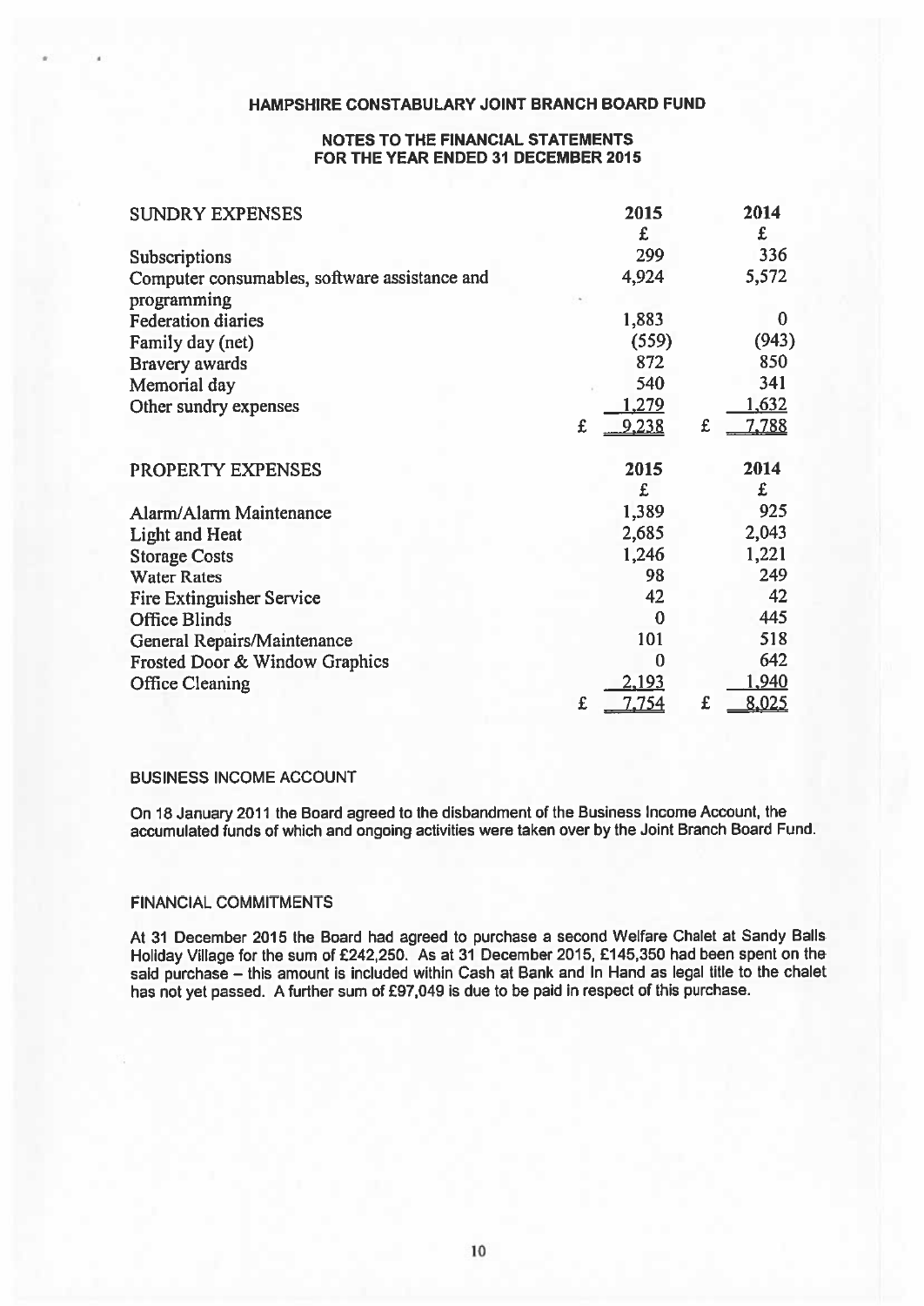## HAMPSHIRE CONSTABULARY JOINT BRANCH BOARD FUND

### NOTES TO THE FINANCIAL STATEMENTS FOR THE YEAR ENDED 31 DECEMBER 2015

| SUNDRY EXPENSES | 2015 | 2014 |
|---|---|---|
| | £ | £ |
| Subscriptions | 299 | 336 |
| Computer consumables, software assistance and programming | 4,924 | 5,572 |
| Federation diaries | 1,883 | 0 |
| Family day (net) | (559) | (943) |
| Bravery awards | 872 | 850 |
| Memorial day | 540 | 341 |
| Other sundry expenses | 1,279 | 1,632 |
| | £ 9,238 | £ 7,788 |

| PROPERTY EXPENSES | 2015 | 2014 |
|---|---|---|
| | £ | £ |
| Alarm/Alarm Maintenance | 1,389 | 925 |
| Light and Heat | 2,685 | 2,043 |
| Storage Costs | 1,246 | 1,221 |
| Water Rates | 98 | 249 |
| Fire Extinguisher Service | 42 | 42 |
| Office Blinds | 0 | 445 |
| General Repairs/Maintenance | 101 | 518 |
| Frosted Door & Window Graphics | 0 | 642 |
| Office Cleaning | 2,193 | 1,940 |
| | £ 7,754 | £ 8,025 |

### BUSINESS INCOME ACCOUNT

On 18 January 2011 the Board agreed to the disbandment of the Business Income Account, the accumulated funds of which and ongoing activities were taken over by the Joint Branch Board Fund.

### FINANCIAL COMMITMENTS

At 31 December 2015 the Board had agreed to purchase a second Welfare Chalet at Sandy Balls Holiday Village for the sum of £242,250. As at 31 December 2015, £145,350 had been spent on the said purchase – this amount is included within Cash at Bank and In Hand as legal title to the chalet has not yet passed. A further sum of £97,049 is due to be paid in respect of this purchase.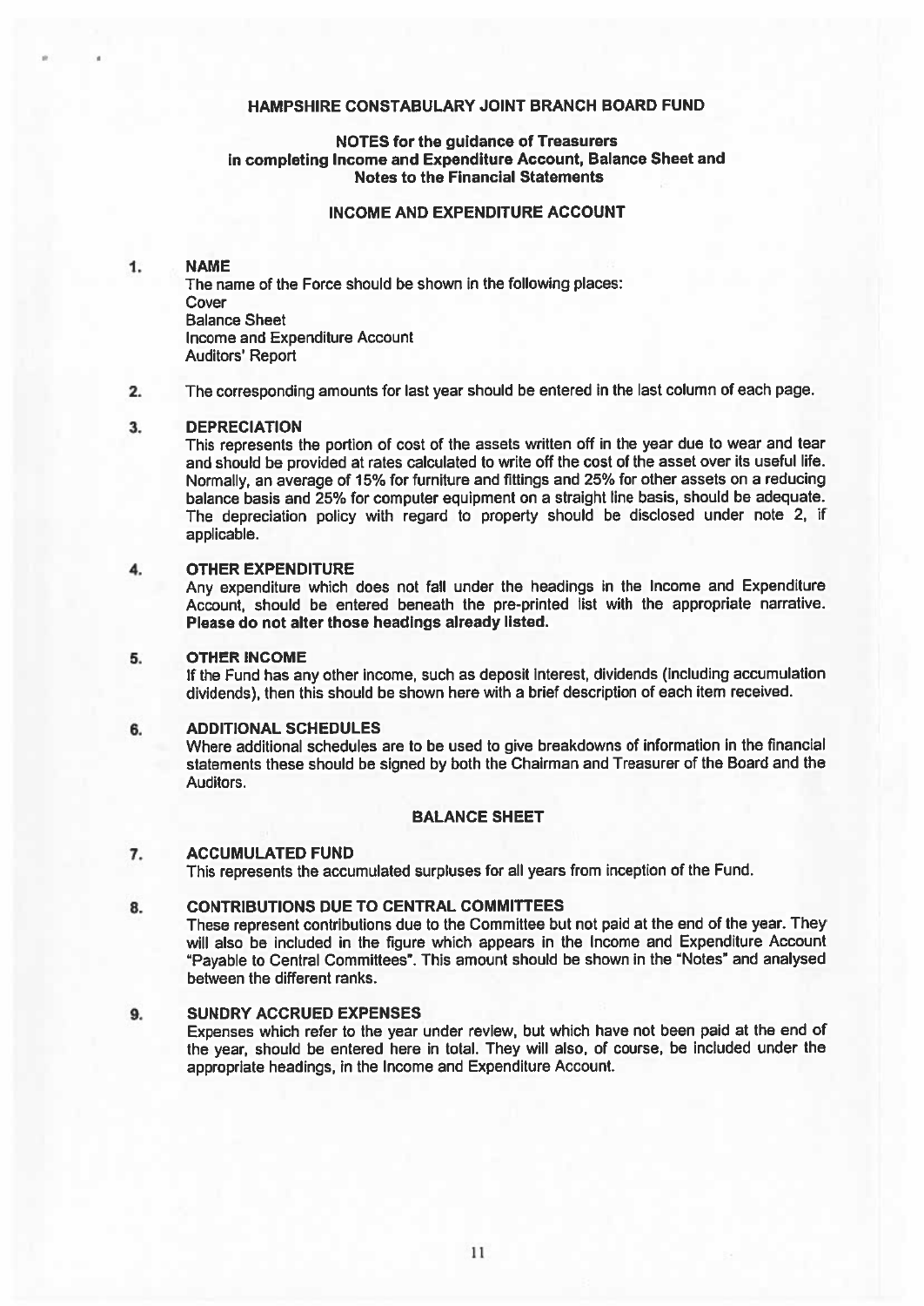# HAMPSHIRE CONSTABULARY JOINT BRANCH BOARD FUND

## NOTES for the guidance of Treasurers in completing Income and Expenditure Account, Balance Sheet and Notes to the Financial Statements

## INCOME AND EXPENDITURE ACCOUNT

**1. NAME**

The name of the Force should be shown in the following places:
Cover
Balance Sheet
Income and Expenditure Account
Auditors' Report

**2.** The corresponding amounts for last year should be entered in the last column of each page.

**3. DEPRECIATION**

This represents the portion of cost of the assets written off in the year due to wear and tear and should be provided at rates calculated to write off the cost of the asset over its useful life. Normally, an average of 15% for furniture and fittings and 25% for other assets on a reducing balance basis and 25% for computer equipment on a straight line basis, should be adequate. The depreciation policy with regard to property should be disclosed under note 2, if applicable.

**4. OTHER EXPENDITURE**

Any expenditure which does not fall under the headings in the Income and Expenditure Account, should be entered beneath the pre-printed list with the appropriate narrative. **Please do not alter those headings already listed.**

**5. OTHER INCOME**

If the Fund has any other income, such as deposit interest, dividends (including accumulation dividends), then this should be shown here with a brief description of each item received.

**6. ADDITIONAL SCHEDULES**

Where additional schedules are to be used to give breakdowns of information in the financial statements these should be signed by both the Chairman and Treasurer of the Board and the Auditors.

## BALANCE SHEET

**7. ACCUMULATED FUND**

This represents the accumulated surpluses for all years from inception of the Fund.

**8. CONTRIBUTIONS DUE TO CENTRAL COMMITTEES**

These represent contributions due to the Committee but not paid at the end of the year. They will also be included in the figure which appears in the Income and Expenditure Account "Payable to Central Committees". This amount should be shown in the "Notes" and analysed between the different ranks.

**9. SUNDRY ACCRUED EXPENSES**

Expenses which refer to the year under review, but which have not been paid at the end of the year, should be entered here in total. They will also, of course, be included under the appropriate headings, in the Income and Expenditure Account.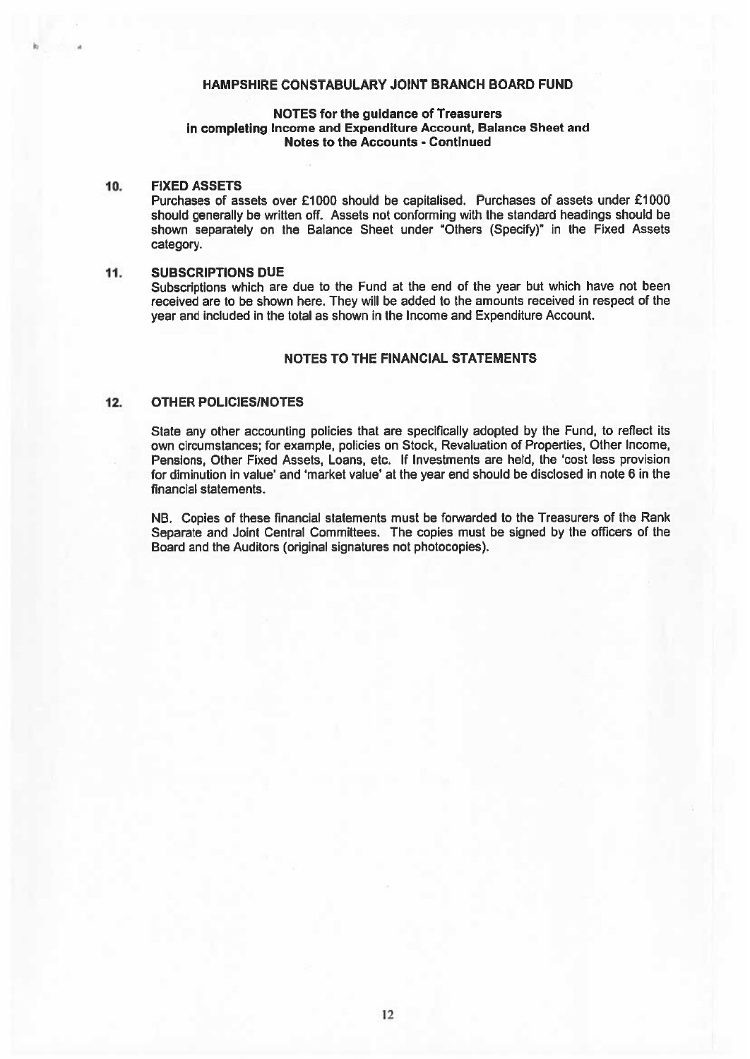# HAMPSHIRE CONSTABULARY JOINT BRANCH BOARD FUND

## NOTES for the guidance of Treasurers in completing Income and Expenditure Account, Balance Sheet and Notes to the Accounts - Continued

**10. FIXED ASSETS**

Purchases of assets over £1000 should be capitalised. Purchases of assets under £1000 should generally be written off. Assets not conforming with the standard headings should be shown separately on the Balance Sheet under "Others (Specify)" in the Fixed Assets category.

**11. SUBSCRIPTIONS DUE**

Subscriptions which are due to the Fund at the end of the year but which have not been received are to be shown here. They will be added to the amounts received in respect of the year and included in the total as shown in the Income and Expenditure Account.

## NOTES TO THE FINANCIAL STATEMENTS

**12. OTHER POLICIES/NOTES**

State any other accounting policies that are specifically adopted by the Fund, to reflect its own circumstances; for example, policies on Stock, Revaluation of Properties, Other Income, Pensions, Other Fixed Assets, Loans, etc. If Investments are held, the 'cost less provision for diminution in value' and 'market value' at the year end should be disclosed in note 6 in the financial statements.

NB. Copies of these financial statements must be forwarded to the Treasurers of the Rank Separate and Joint Central Committees. The copies must be signed by the officers of the Board and the Auditors (original signatures not photocopies).